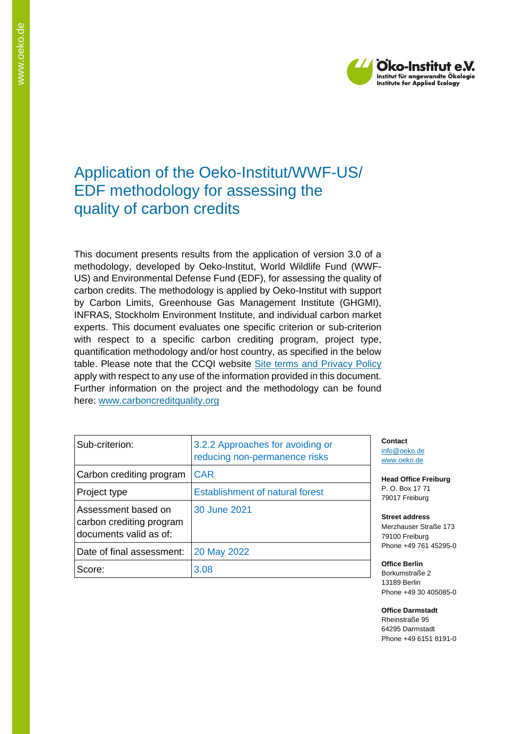# Application of the Oeko-Institut/WWF-US/ EDF methodology for assessing the quality of carbon credits

This document presents results from the application of version 3.0 of a methodology, developed by Oeko-Institut, World Wildlife Fund (WWF-US) and Environmental Defense Fund (EDF), for assessing the quality of carbon credits. The methodology is applied by Oeko-Institut with support by Carbon Limits, Greenhouse Gas Management Institute (GHGMI), INFRAS, Stockholm Environment Institute, and individual carbon market experts. This document evaluates one specific criterion or sub-criterion with respect to a specific carbon crediting program, project type, quantification methodology and/or host country, as specified in the below table. Please note that the CCQI website [Site terms and Privacy Policy](#) apply with respect to any use of the information provided in this document. Further information on the project and the methodology can be found here: [www.carboncreditquality.org](http://www.carboncreditquality.org)

| Sub-criterion: | 3.2.2 Approaches for avoiding or reducing non-permanence risks |
|---|---|
| Carbon crediting program | CAR |
| Project type | Establishment of natural forest |
| Assessment based on carbon crediting program documents valid as of: | 30 June 2021 |
| Date of final assessment: | 20 May 2022 |
| Score: | 3.08 |

**Contact**
info@oeko.de
www.oeko.de

**Head Office Freiburg**
P. O. Box 17 71
79017 Freiburg

**Street address**
Merzhauser Straße 173
79100 Freiburg
Phone +49 761 45295-0

**Office Berlin**
Borkumstraße 2
13189 Berlin
Phone +49 30 405085-0

**Office Darmstadt**
Rheinstraße 95
64295 Darmstadt
Phone +49 6151 8191-0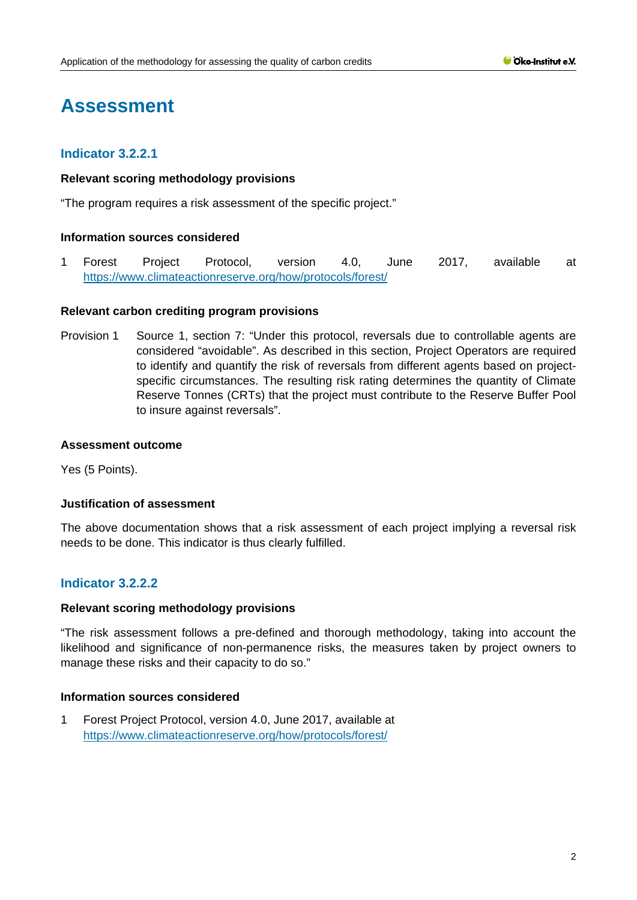# Assessment

## Indicator 3.2.2.1

**Relevant scoring methodology provisions**

"The program requires a risk assessment of the specific project."

**Information sources considered**

1 Forest Project Protocol, version 4.0, June 2017, available at https://www.climateactionreserve.org/how/protocols/forest/

**Relevant carbon crediting program provisions**

Provision 1 Source 1, section 7: "Under this protocol, reversals due to controllable agents are considered "avoidable". As described in this section, Project Operators are required to identify and quantify the risk of reversals from different agents based on project-specific circumstances. The resulting risk rating determines the quantity of Climate Reserve Tonnes (CRTs) that the project must contribute to the Reserve Buffer Pool to insure against reversals".

**Assessment outcome**

Yes (5 Points).

**Justification of assessment**

The above documentation shows that a risk assessment of each project implying a reversal risk needs to be done. This indicator is thus clearly fulfilled.

## Indicator 3.2.2.2

**Relevant scoring methodology provisions**

"The risk assessment follows a pre-defined and thorough methodology, taking into account the likelihood and significance of non-permanence risks, the measures taken by project owners to manage these risks and their capacity to do so."

**Information sources considered**

1 Forest Project Protocol, version 4.0, June 2017, available at https://www.climateactionreserve.org/how/protocols/forest/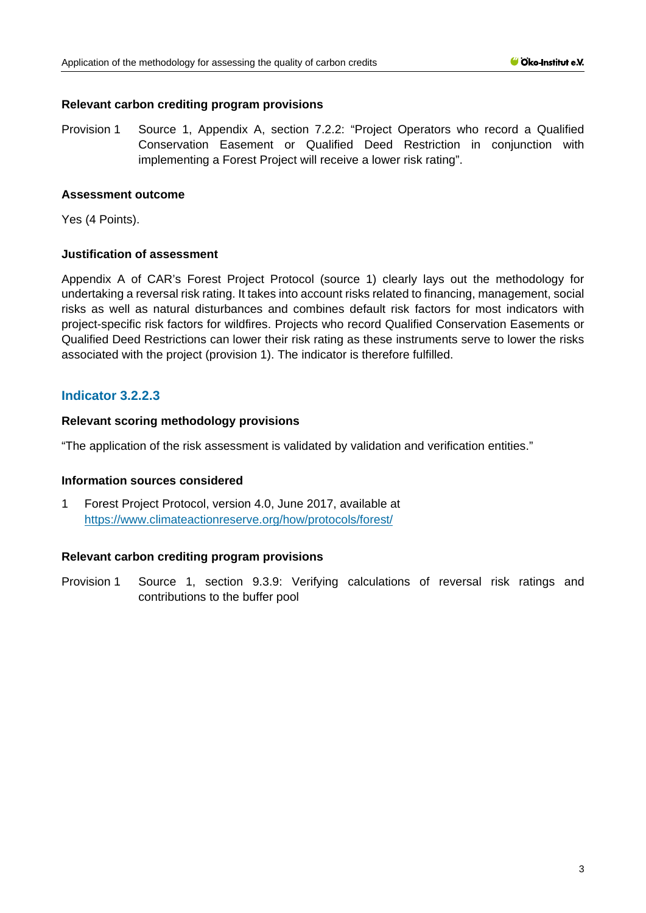#### Relevant carbon crediting program provisions

Provision 1 Source 1, Appendix A, section 7.2.2: "Project Operators who record a Qualified Conservation Easement or Qualified Deed Restriction in conjunction with implementing a Forest Project will receive a lower risk rating".

#### Assessment outcome

Yes (4 Points).

#### Justification of assessment

Appendix A of CAR's Forest Project Protocol (source 1) clearly lays out the methodology for undertaking a reversal risk rating. It takes into account risks related to financing, management, social risks as well as natural disturbances and combines default risk factors for most indicators with project-specific risk factors for wildfires. Projects who record Qualified Conservation Easements or Qualified Deed Restrictions can lower their risk rating as these instruments serve to lower the risks associated with the project (provision 1). The indicator is therefore fulfilled.

### Indicator 3.2.2.3

#### Relevant scoring methodology provisions

"The application of the risk assessment is validated by validation and verification entities."

#### Information sources considered

1 Forest Project Protocol, version 4.0, June 2017, available at https://www.climateactionreserve.org/how/protocols/forest/

#### Relevant carbon crediting program provisions

Provision 1 Source 1, section 9.3.9: Verifying calculations of reversal risk ratings and contributions to the buffer pool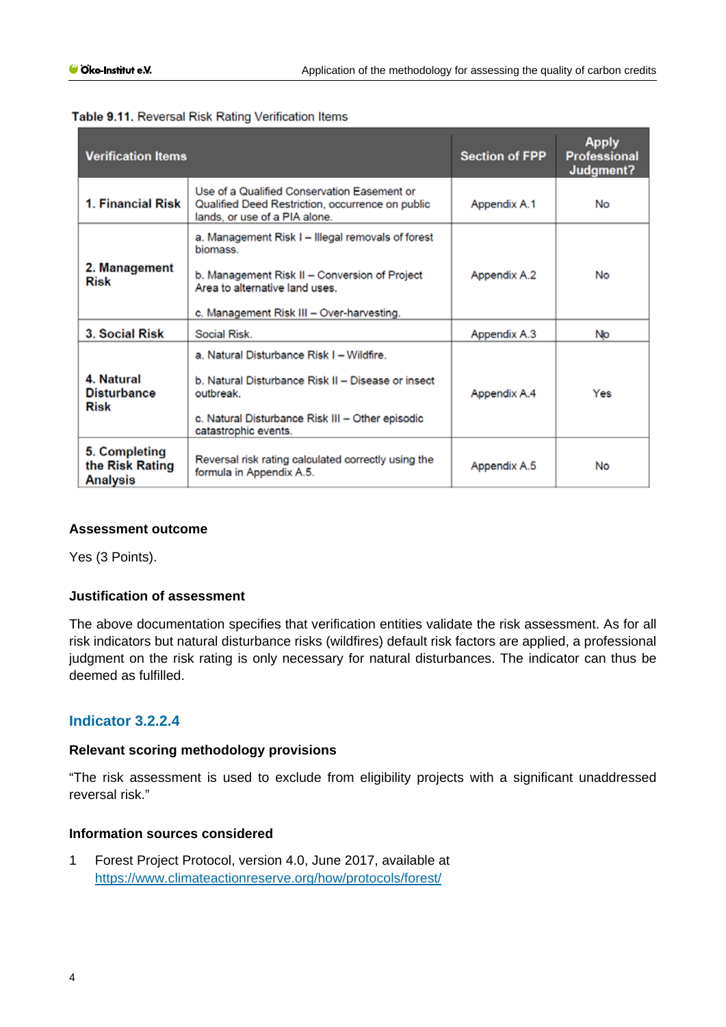**Table 9.11.** Reversal Risk Rating Verification Items

| Verification Items | | Section of FPP | Apply Professional Judgment? |
|---|---|---|---|
| **1. Financial Risk** | Use of a Qualified Conservation Easement or Qualified Deed Restriction, occurrence on public lands, or use of a PIA alone. | Appendix A.1 | No |
| **2. Management Risk** | a. Management Risk I – Illegal removals of forest biomass.<br><br>b. Management Risk II – Conversion of Project Area to alternative land uses.<br><br>c. Management Risk III – Over-harvesting. | Appendix A.2 | No |
| **3. Social Risk** | Social Risk. | Appendix A.3 | No |
| **4. Natural Disturbance Risk** | a. Natural Disturbance Risk I – Wildfire.<br><br>b. Natural Disturbance Risk II – Disease or insect outbreak.<br><br>c. Natural Disturbance Risk III – Other episodic catastrophic events. | Appendix A.4 | Yes |
| **5. Completing the Risk Rating Analysis** | Reversal risk rating calculated correctly using the formula in Appendix A.5. | Appendix A.5 | No |

### Assessment outcome

Yes (3 Points).

### Justification of assessment

The above documentation specifies that verification entities validate the risk assessment. As for all risk indicators but natural disturbance risks (wildfires) default risk factors are applied, a professional judgment on the risk rating is only necessary for natural disturbances. The indicator can thus be deemed as fulfilled.

## Indicator 3.2.2.4

### Relevant scoring methodology provisions

“The risk assessment is used to exclude from eligibility projects with a significant unaddressed reversal risk.”

### Information sources considered

1 Forest Project Protocol, version 4.0, June 2017, available at https://www.climateactionreserve.org/how/protocols/forest/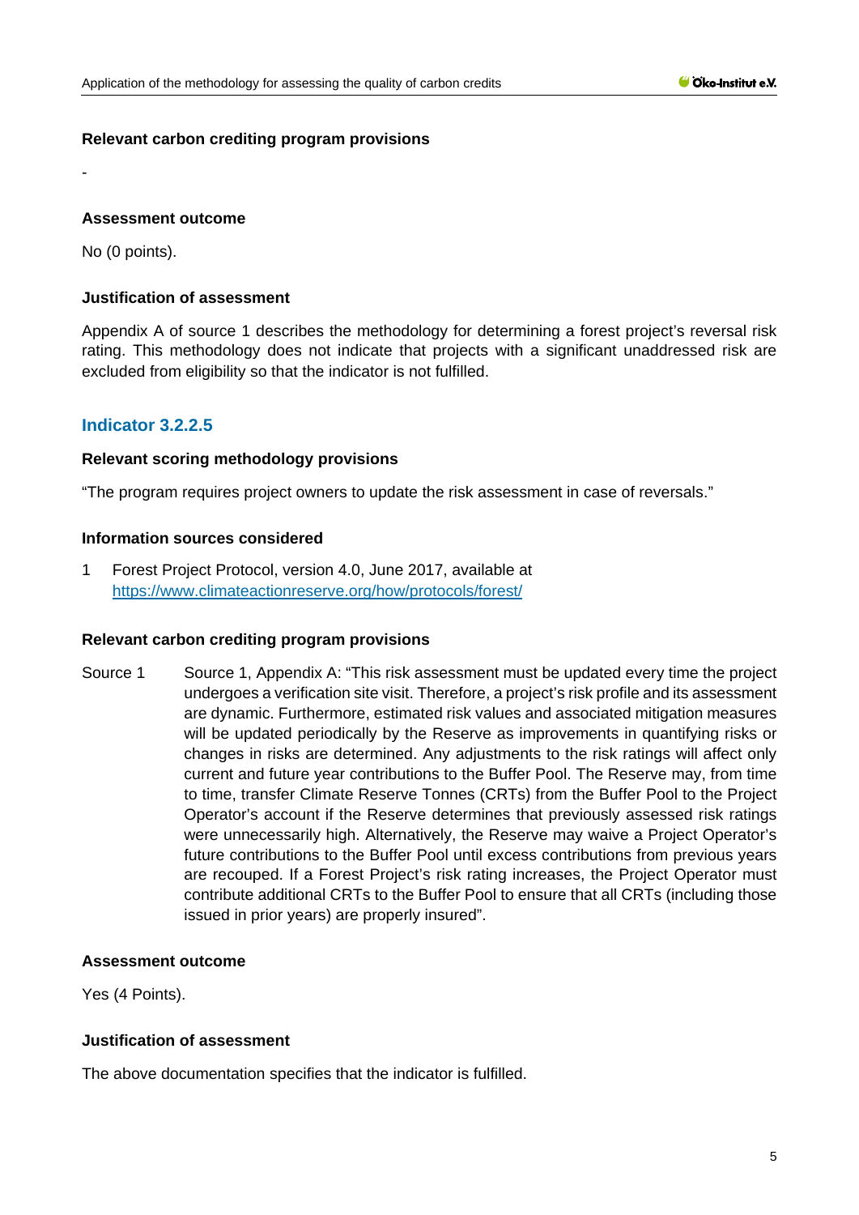#### Relevant carbon crediting program provisions

-

#### Assessment outcome

No (0 points).

#### Justification of assessment

Appendix A of source 1 describes the methodology for determining a forest project's reversal risk rating. This methodology does not indicate that projects with a significant unaddressed risk are excluded from eligibility so that the indicator is not fulfilled.

### Indicator 3.2.2.5

#### Relevant scoring methodology provisions

"The program requires project owners to update the risk assessment in case of reversals."

#### Information sources considered

1 Forest Project Protocol, version 4.0, June 2017, available at https://www.climateactionreserve.org/how/protocols/forest/

#### Relevant carbon crediting program provisions

Source 1 Source 1, Appendix A: "This risk assessment must be updated every time the project undergoes a verification site visit. Therefore, a project's risk profile and its assessment are dynamic. Furthermore, estimated risk values and associated mitigation measures will be updated periodically by the Reserve as improvements in quantifying risks or changes in risks are determined. Any adjustments to the risk ratings will affect only current and future year contributions to the Buffer Pool. The Reserve may, from time to time, transfer Climate Reserve Tonnes (CRTs) from the Buffer Pool to the Project Operator's account if the Reserve determines that previously assessed risk ratings were unnecessarily high. Alternatively, the Reserve may waive a Project Operator's future contributions to the Buffer Pool until excess contributions from previous years are recouped. If a Forest Project's risk rating increases, the Project Operator must contribute additional CRTs to the Buffer Pool to ensure that all CRTs (including those issued in prior years) are properly insured".

#### Assessment outcome

Yes (4 Points).

#### Justification of assessment

The above documentation specifies that the indicator is fulfilled.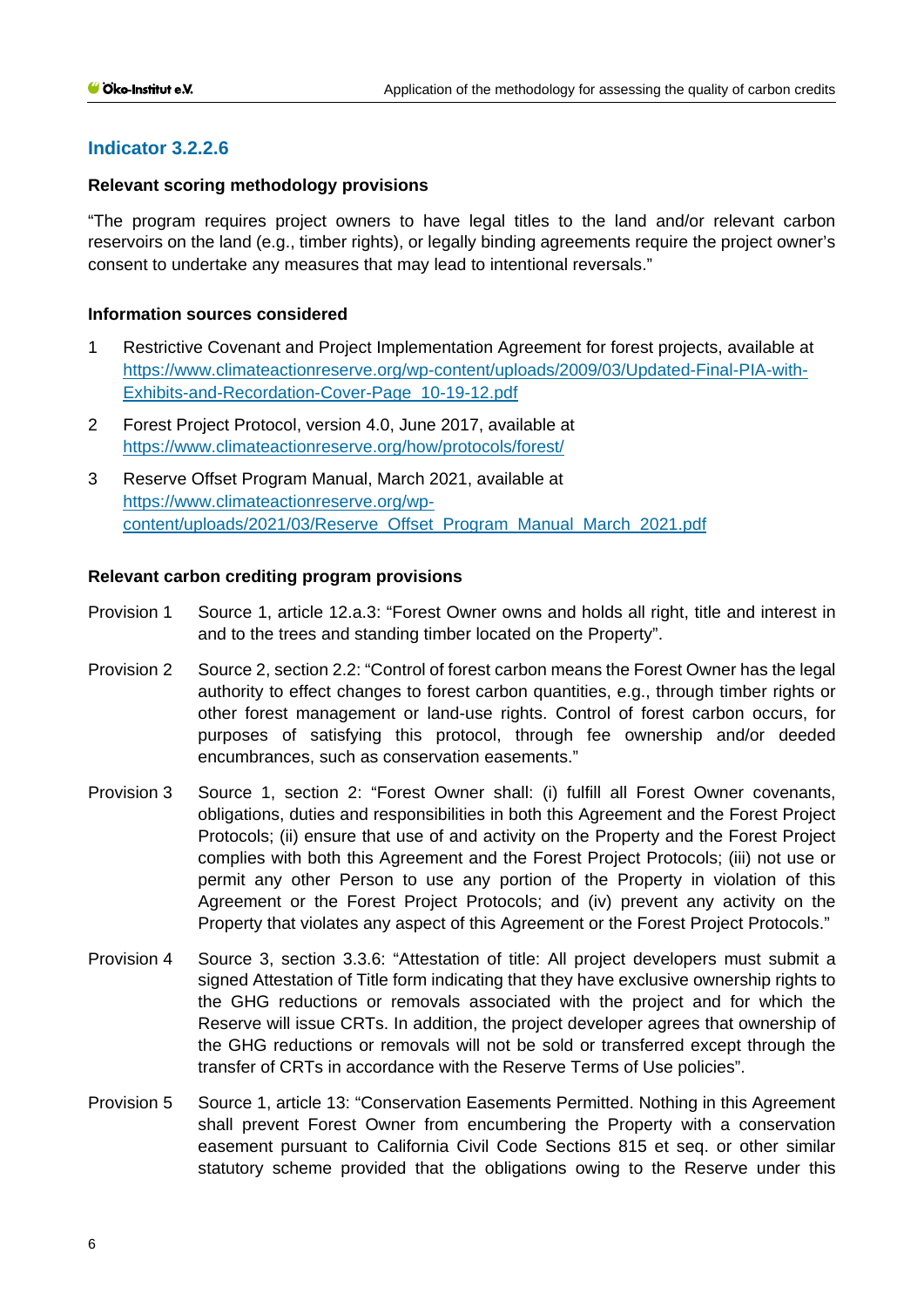## Indicator 3.2.2.6

**Relevant scoring methodology provisions**

"The program requires project owners to have legal titles to the land and/or relevant carbon reservoirs on the land (e.g., timber rights), or legally binding agreements require the project owner's consent to undertake any measures that may lead to intentional reversals."

**Information sources considered**

1. Restrictive Covenant and Project Implementation Agreement for forest projects, available at https://www.climateactionreserve.org/wp-content/uploads/2009/03/Updated-Final-PIA-with-Exhibits-and-Recordation-Cover-Page_10-19-12.pdf
2. Forest Project Protocol, version 4.0, June 2017, available at https://www.climateactionreserve.org/how/protocols/forest/
3. Reserve Offset Program Manual, March 2021, available at https://www.climateactionreserve.org/wp-content/uploads/2021/03/Reserve_Offset_Program_Manual_March_2021.pdf

**Relevant carbon crediting program provisions**

Provision 1 Source 1, article 12.a.3: "Forest Owner owns and holds all right, title and interest in and to the trees and standing timber located on the Property".

Provision 2 Source 2, section 2.2: "Control of forest carbon means the Forest Owner has the legal authority to effect changes to forest carbon quantities, e.g., through timber rights or other forest management or land-use rights. Control of forest carbon occurs, for purposes of satisfying this protocol, through fee ownership and/or deeded encumbrances, such as conservation easements."

Provision 3 Source 1, section 2: "Forest Owner shall: (i) fulfill all Forest Owner covenants, obligations, duties and responsibilities in both this Agreement and the Forest Project Protocols; (ii) ensure that use of and activity on the Property and the Forest Project complies with both this Agreement and the Forest Project Protocols; (iii) not use or permit any other Person to use any portion of the Property in violation of this Agreement or the Forest Project Protocols; and (iv) prevent any activity on the Property that violates any aspect of this Agreement or the Forest Project Protocols."

Provision 4 Source 3, section 3.3.6: "Attestation of title: All project developers must submit a signed Attestation of Title form indicating that they have exclusive ownership rights to the GHG reductions or removals associated with the project and for which the Reserve will issue CRTs. In addition, the project developer agrees that ownership of the GHG reductions or removals will not be sold or transferred except through the transfer of CRTs in accordance with the Reserve Terms of Use policies".

Provision 5 Source 1, article 13: "Conservation Easements Permitted. Nothing in this Agreement shall prevent Forest Owner from encumbering the Property with a conservation easement pursuant to California Civil Code Sections 815 et seq. or other similar statutory scheme provided that the obligations owing to the Reserve under this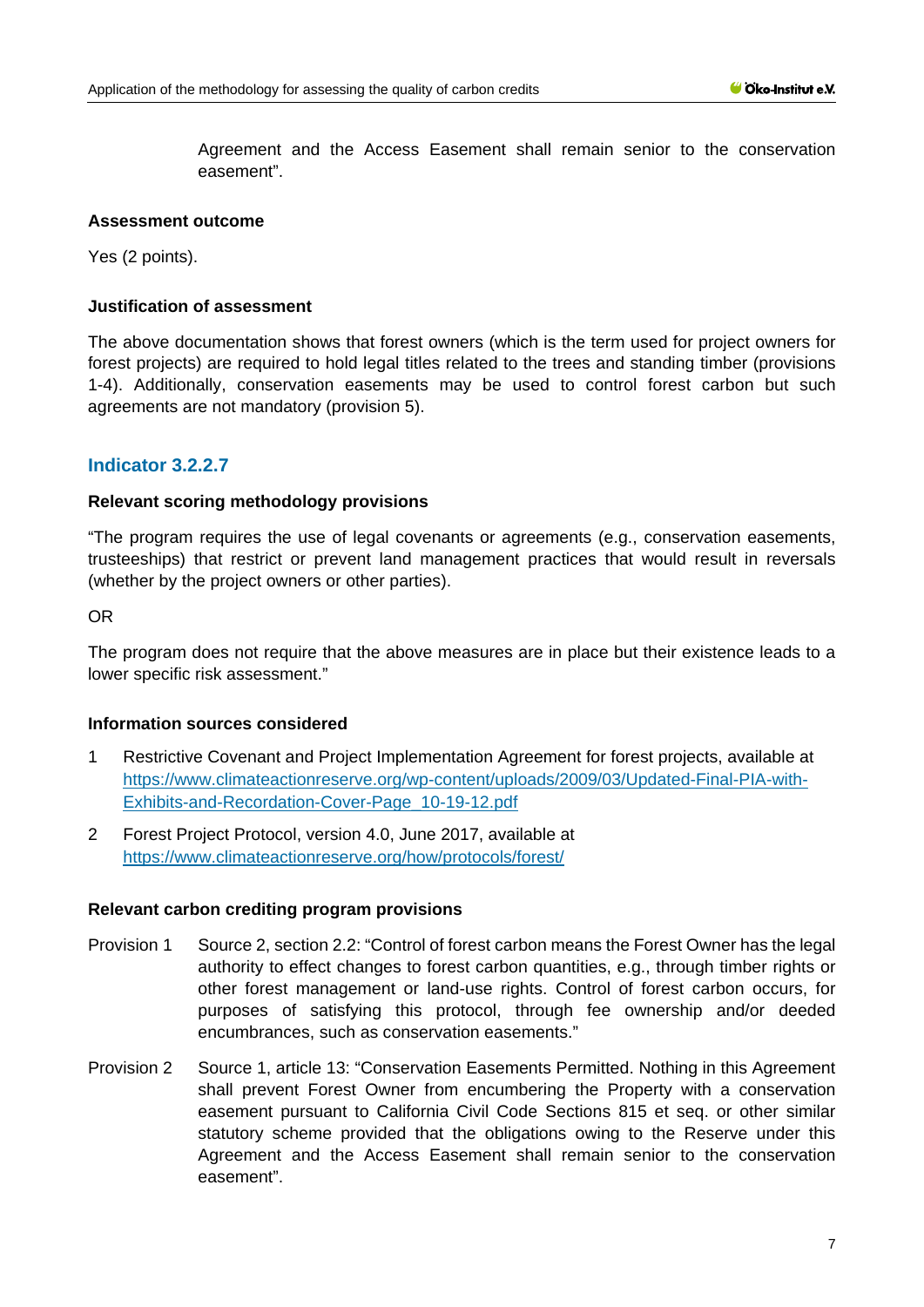Agreement and the Access Easement shall remain senior to the conservation easement".

**Assessment outcome**

Yes (2 points).

**Justification of assessment**

The above documentation shows that forest owners (which is the term used for project owners for forest projects) are required to hold legal titles related to the trees and standing timber (provisions 1-4). Additionally, conservation easements may be used to control forest carbon but such agreements are not mandatory (provision 5).

## Indicator 3.2.2.7

**Relevant scoring methodology provisions**

"The program requires the use of legal covenants or agreements (e.g., conservation easements, trusteeships) that restrict or prevent land management practices that would result in reversals (whether by the project owners or other parties).

OR

The program does not require that the above measures are in place but their existence leads to a lower specific risk assessment."

**Information sources considered**

1. Restrictive Covenant and Project Implementation Agreement for forest projects, available at https://www.climateactionreserve.org/wp-content/uploads/2009/03/Updated-Final-PIA-with-Exhibits-and-Recordation-Cover-Page_10-19-12.pdf
2. Forest Project Protocol, version 4.0, June 2017, available at https://www.climateactionreserve.org/how/protocols/forest/

**Relevant carbon crediting program provisions**

Provision 1 Source 2, section 2.2: "Control of forest carbon means the Forest Owner has the legal authority to effect changes to forest carbon quantities, e.g., through timber rights or other forest management or land-use rights. Control of forest carbon occurs, for purposes of satisfying this protocol, through fee ownership and/or deeded encumbrances, such as conservation easements."

Provision 2 Source 1, article 13: "Conservation Easements Permitted. Nothing in this Agreement shall prevent Forest Owner from encumbering the Property with a conservation easement pursuant to California Civil Code Sections 815 et seq. or other similar statutory scheme provided that the obligations owing to the Reserve under this Agreement and the Access Easement shall remain senior to the conservation easement".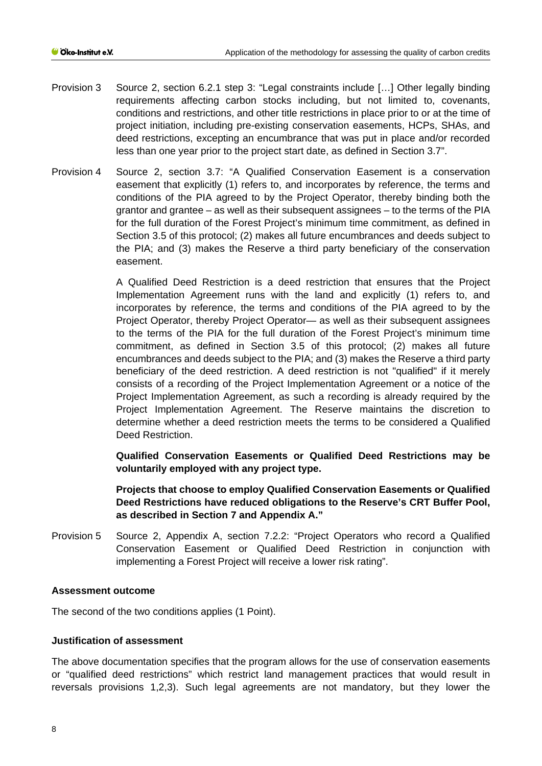Provision 3 Source 2, section 6.2.1 step 3: "Legal constraints include […] Other legally binding requirements affecting carbon stocks including, but not limited to, covenants, conditions and restrictions, and other title restrictions in place prior to or at the time of project initiation, including pre-existing conservation easements, HCPs, SHAs, and deed restrictions, excepting an encumbrance that was put in place and/or recorded less than one year prior to the project start date, as defined in Section 3.7".

Provision 4 Source 2, section 3.7: "A Qualified Conservation Easement is a conservation easement that explicitly (1) refers to, and incorporates by reference, the terms and conditions of the PIA agreed to by the Project Operator, thereby binding both the grantor and grantee – as well as their subsequent assignees – to the terms of the PIA for the full duration of the Forest Project's minimum time commitment, as defined in Section 3.5 of this protocol; (2) makes all future encumbrances and deeds subject to the PIA; and (3) makes the Reserve a third party beneficiary of the conservation easement.

A Qualified Deed Restriction is a deed restriction that ensures that the Project Implementation Agreement runs with the land and explicitly (1) refers to, and incorporates by reference, the terms and conditions of the PIA agreed to by the Project Operator, thereby Project Operator— as well as their subsequent assignees to the terms of the PIA for the full duration of the Forest Project's minimum time commitment, as defined in Section 3.5 of this protocol; (2) makes all future encumbrances and deeds subject to the PIA; and (3) makes the Reserve a third party beneficiary of the deed restriction. A deed restriction is not "qualified" if it merely consists of a recording of the Project Implementation Agreement or a notice of the Project Implementation Agreement, as such a recording is already required by the Project Implementation Agreement. The Reserve maintains the discretion to determine whether a deed restriction meets the terms to be considered a Qualified Deed Restriction.

**Qualified Conservation Easements or Qualified Deed Restrictions may be voluntarily employed with any project type.**

**Projects that choose to employ Qualified Conservation Easements or Qualified Deed Restrictions have reduced obligations to the Reserve's CRT Buffer Pool, as described in Section 7 and Appendix A."**

Provision 5 Source 2, Appendix A, section 7.2.2: "Project Operators who record a Qualified Conservation Easement or Qualified Deed Restriction in conjunction with implementing a Forest Project will receive a lower risk rating".

**Assessment outcome**

The second of the two conditions applies (1 Point).

**Justification of assessment**

The above documentation specifies that the program allows for the use of conservation easements or "qualified deed restrictions" which restrict land management practices that would result in reversals provisions 1,2,3). Such legal agreements are not mandatory, but they lower the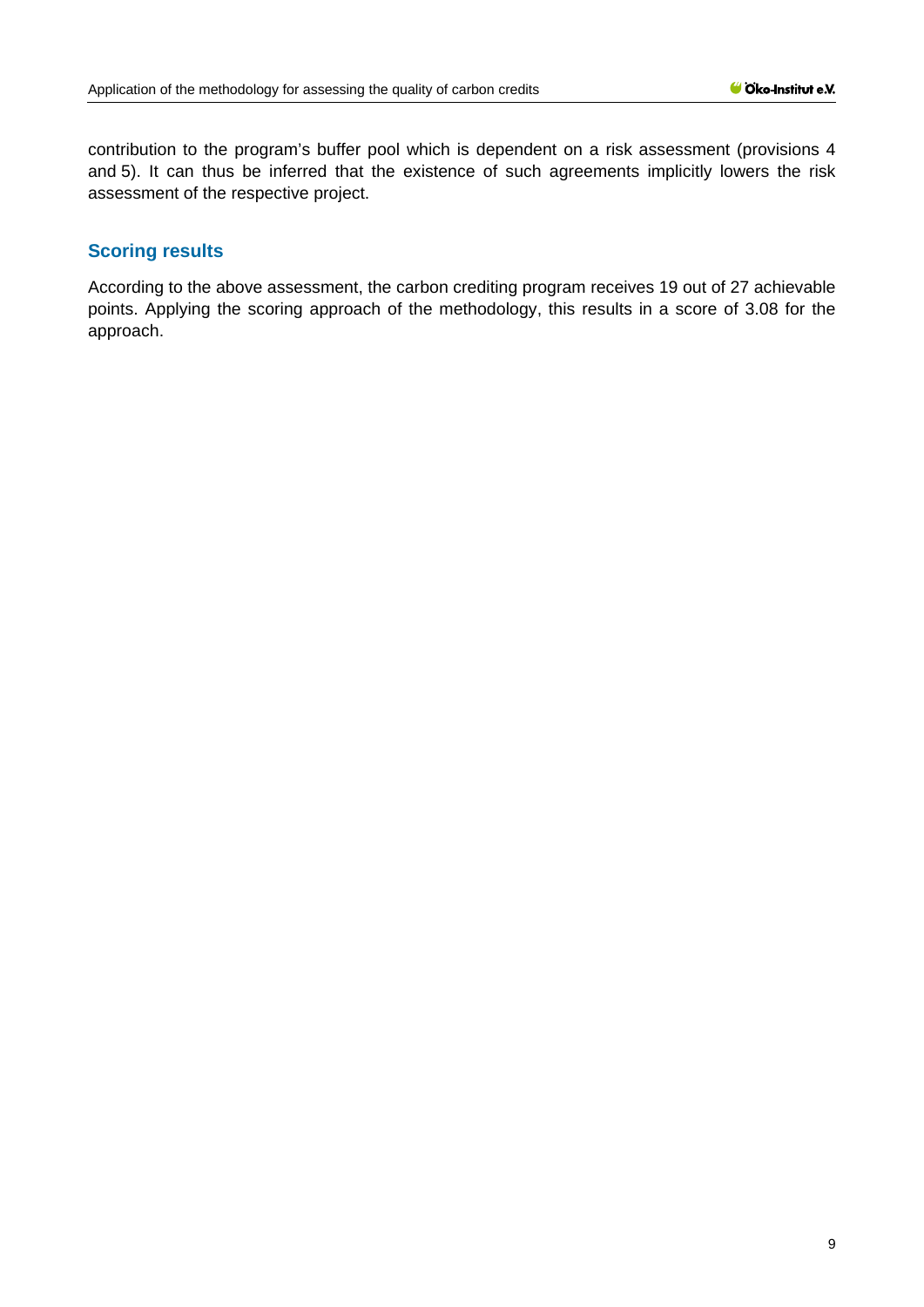contribution to the program's buffer pool which is dependent on a risk assessment (provisions 4 and 5). It can thus be inferred that the existence of such agreements implicitly lowers the risk assessment of the respective project.

## Scoring results

According to the above assessment, the carbon crediting program receives 19 out of 27 achievable points. Applying the scoring approach of the methodology, this results in a score of 3.08 for the approach.